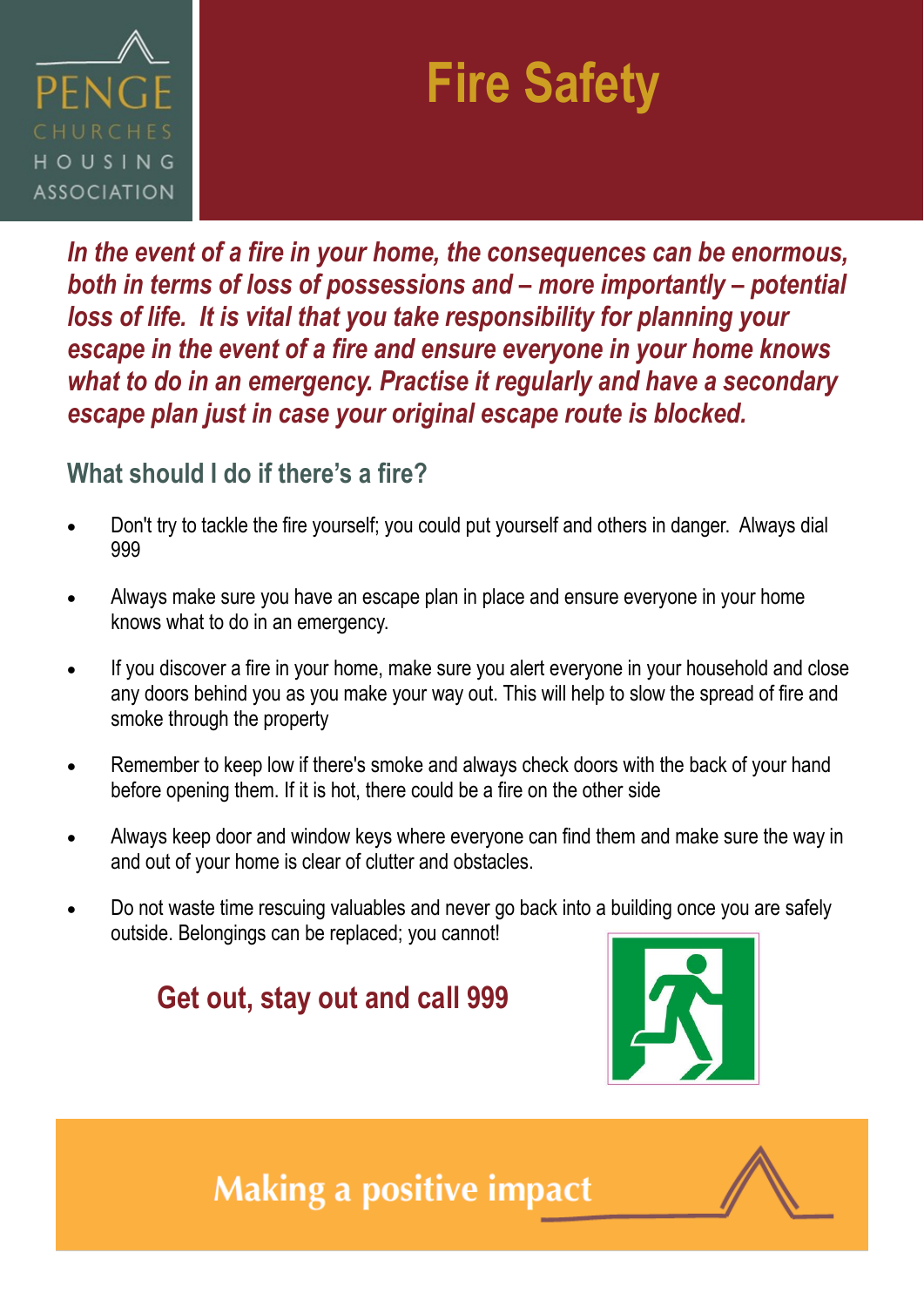PENGE CHURCHES HOUSING ASSOCIATION

# Fire Safety

***In the event of a fire in your home, the consequences can be enormous, both in terms of loss of possessions and – more importantly – potential loss of life. It is vital that you take responsibility for planning your escape in the event of a fire and ensure everyone in your home knows what to do in an emergency. Practise it regularly and have a secondary escape plan just in case your original escape route is blocked.***

## What should I do if there's a fire?

- Don't try to tackle the fire yourself; you could put yourself and others in danger. Always dial 999
- Always make sure you have an escape plan in place and ensure everyone in your home knows what to do in an emergency.
- If you discover a fire in your home, make sure you alert everyone in your household and close any doors behind you as you make your way out. This will help to slow the spread of fire and smoke through the property
- Remember to keep low if there's smoke and always check doors with the back of your hand before opening them. If it is hot, there could be a fire on the other side
- Always keep door and window keys where everyone can find them and make sure the way in and out of your home is clear of clutter and obstacles.
- Do not waste time rescuing valuables and never go back into a building once you are safely outside. Belongings can be replaced; you cannot!

**Get out, stay out and call 999**

Making a positive impact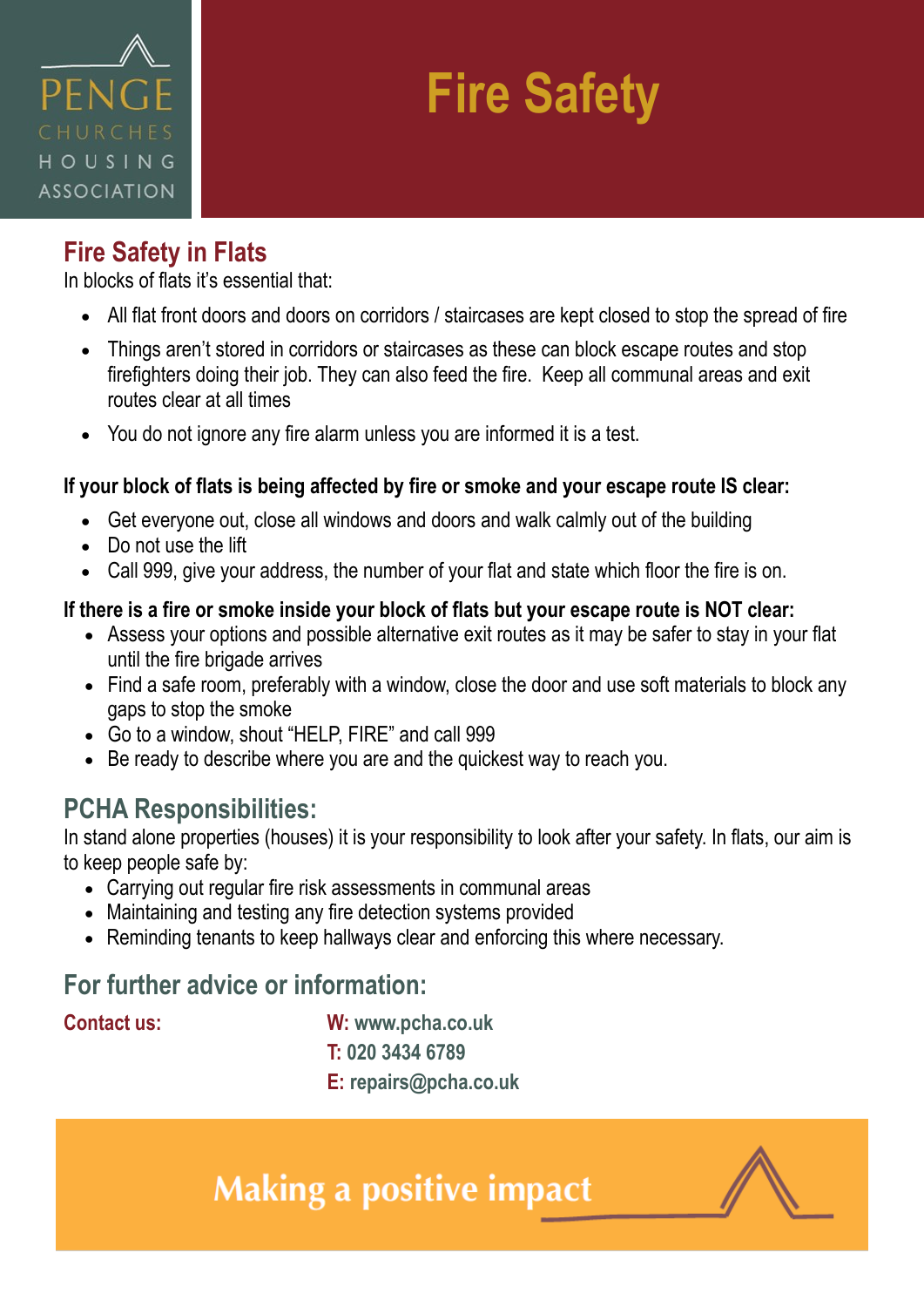PENGE CHURCHES HOUSING ASSOCIATION

# Fire Safety

## Fire Safety in Flats

In blocks of flats it's essential that:

- All flat front doors and doors on corridors / staircases are kept closed to stop the spread of fire
- Things aren't stored in corridors or staircases as these can block escape routes and stop firefighters doing their job. They can also feed the fire. Keep all communal areas and exit routes clear at all times
- You do not ignore any fire alarm unless you are informed it is a test.

**If your block of flats is being affected by fire or smoke and your escape route IS clear:**

- Get everyone out, close all windows and doors and walk calmly out of the building
- Do not use the lift
- Call 999, give your address, the number of your flat and state which floor the fire is on.

**If there is a fire or smoke inside your block of flats but your escape route is NOT clear:**

- Assess your options and possible alternative exit routes as it may be safer to stay in your flat until the fire brigade arrives
- Find a safe room, preferably with a window, close the door and use soft materials to block any gaps to stop the smoke
- Go to a window, shout "HELP, FIRE" and call 999
- Be ready to describe where you are and the quickest way to reach you.

## PCHA Responsibilities:

In stand alone properties (houses) it is your responsibility to look after your safety. In flats, our aim is to keep people safe by:

- Carrying out regular fire risk assessments in communal areas
- Maintaining and testing any fire detection systems provided
- Reminding tenants to keep hallways clear and enforcing this where necessary.

## For further advice or information:

**Contact us:**

**W: www.pcha.co.uk**
**T: 020 3434 6789**
**E: repairs@pcha.co.uk**

Making a positive impact